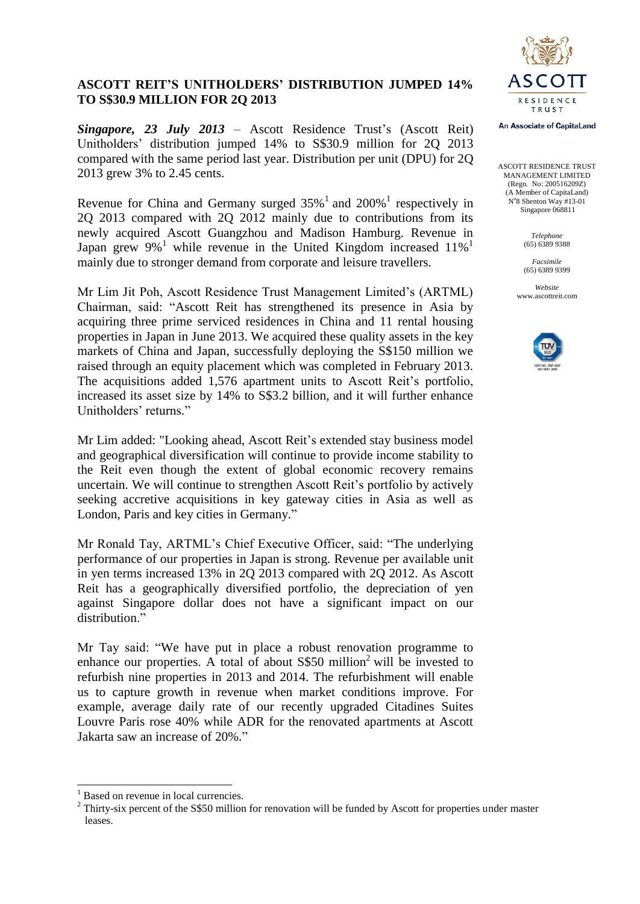# ASCOTT REIT'S UNITHOLDERS' DISTRIBUTION JUMPED 14% TO S$30.9 MILLION FOR 2Q 2013

ASCOTT RESIDENCE TRUST MANAGEMENT LIMITED
(Regn. No: 200516209Z)
(A Member of CapitaLand)
N°8 Shenton Way #13-01
Singapore 068811

*Telephone*
(65) 6389 9388

*Facsimile*
(65) 6389 9399

*Website*
www.ascottreit.com

***Singapore, 23 July 2013*** – Ascott Residence Trust's (Ascott Reit) Unitholders' distribution jumped 14% to S$30.9 million for 2Q 2013 compared with the same period last year. Distribution per unit (DPU) for 2Q 2013 grew 3% to 2.45 cents.

Revenue for China and Germany surged 35%[1] and 200%[1] respectively in 2Q 2013 compared with 2Q 2012 mainly due to contributions from its newly acquired Ascott Guangzhou and Madison Hamburg. Revenue in Japan grew 9%[1] while revenue in the United Kingdom increased 11%[1] mainly due to stronger demand from corporate and leisure travellers.

Mr Lim Jit Poh, Ascott Residence Trust Management Limited's (ARTML) Chairman, said: "Ascott Reit has strengthened its presence in Asia by acquiring three prime serviced residences in China and 11 rental housing properties in Japan in June 2013. We acquired these quality assets in the key markets of China and Japan, successfully deploying the S$150 million we raised through an equity placement which was completed in February 2013. The acquisitions added 1,576 apartment units to Ascott Reit's portfolio, increased its asset size by 14% to S$3.2 billion, and it will further enhance Unitholders' returns."

Mr Lim added: "Looking ahead, Ascott Reit's extended stay business model and geographical diversification will continue to provide income stability to the Reit even though the extent of global economic recovery remains uncertain. We will continue to strengthen Ascott Reit's portfolio by actively seeking accretive acquisitions in key gateway cities in Asia as well as London, Paris and key cities in Germany."

Mr Ronald Tay, ARTML's Chief Executive Officer, said: "The underlying performance of our properties in Japan is strong. Revenue per available unit in yen terms increased 13% in 2Q 2013 compared with 2Q 2012. As Ascott Reit has a geographically diversified portfolio, the depreciation of yen against Singapore dollar does not have a significant impact on our distribution."

Mr Tay said: "We have put in place a robust renovation programme to enhance our properties. A total of about S$50 million[2] will be invested to refurbish nine properties in 2013 and 2014. The refurbishment will enable us to capture growth in revenue when market conditions improve. For example, average daily rate of our recently upgraded Citadines Suites Louvre Paris rose 40% while ADR for the renovated apartments at Ascott Jakarta saw an increase of 20%."

---

[1] Based on revenue in local currencies.

[2] Thirty-six percent of the S$50 million for renovation will be funded by Ascott for properties under master leases.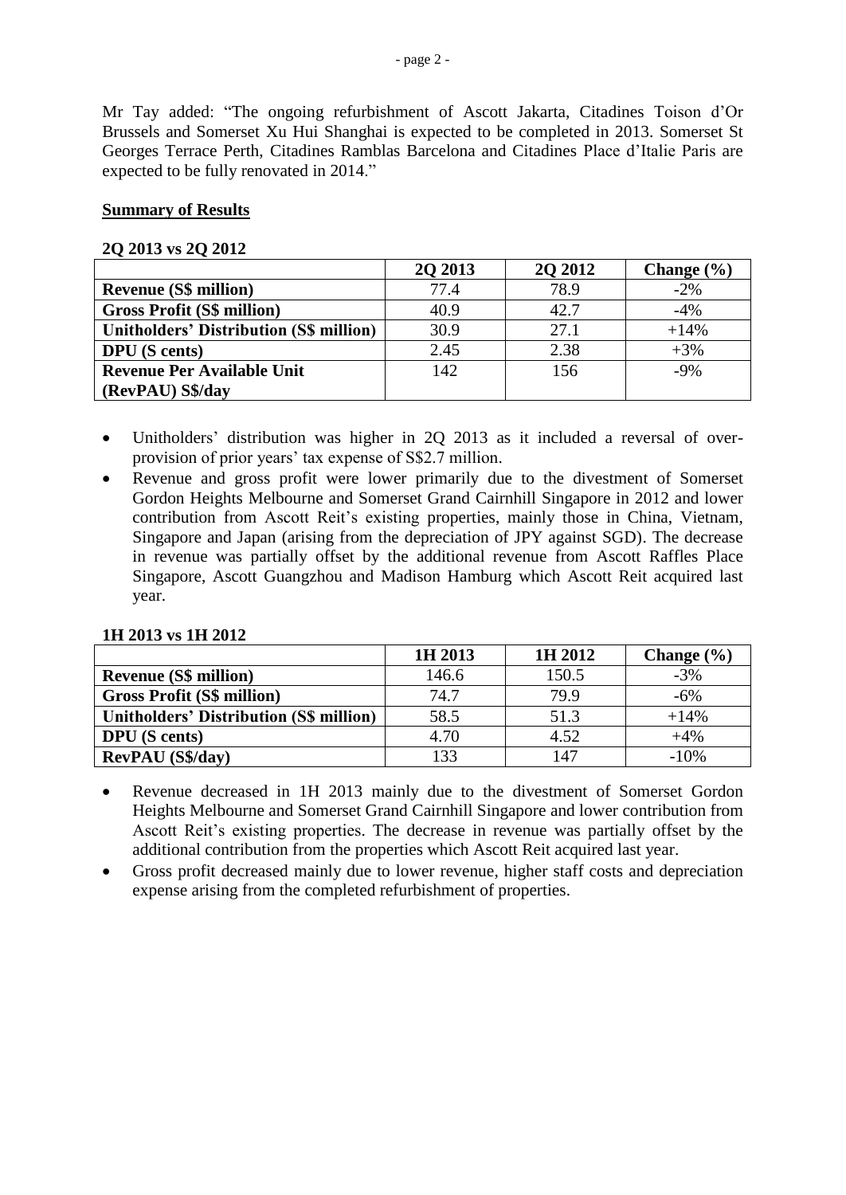Mr Tay added: "The ongoing refurbishment of Ascott Jakarta, Citadines Toison d'Or Brussels and Somerset Xu Hui Shanghai is expected to be completed in 2013. Somerset St Georges Terrace Perth, Citadines Ramblas Barcelona and Citadines Place d'Italie Paris are expected to be fully renovated in 2014."

## Summary of Results

### 2Q 2013 vs 2Q 2012

| | 2Q 2013 | 2Q 2012 | Change (%) |
|---|---|---|---|
| **Revenue (S$ million)** | 77.4 | 78.9 | -2% |
| **Gross Profit (S$ million)** | 40.9 | 42.7 | -4% |
| **Unitholders' Distribution (S$ million)** | 30.9 | 27.1 | +14% |
| **DPU (S cents)** | 2.45 | 2.38 | +3% |
| **Revenue Per Available Unit (RevPAU) S$/day** | 142 | 156 | -9% |

- Unitholders' distribution was higher in 2Q 2013 as it included a reversal of over-provision of prior years' tax expense of S$2.7 million.
- Revenue and gross profit were lower primarily due to the divestment of Somerset Gordon Heights Melbourne and Somerset Grand Cairnhill Singapore in 2012 and lower contribution from Ascott Reit's existing properties, mainly those in China, Vietnam, Singapore and Japan (arising from the depreciation of JPY against SGD). The decrease in revenue was partially offset by the additional revenue from Ascott Raffles Place Singapore, Ascott Guangzhou and Madison Hamburg which Ascott Reit acquired last year.

### 1H 2013 vs 1H 2012

| | 1H 2013 | 1H 2012 | Change (%) |
|---|---|---|---|
| **Revenue (S$ million)** | 146.6 | 150.5 | -3% |
| **Gross Profit (S$ million)** | 74.7 | 79.9 | -6% |
| **Unitholders' Distribution (S$ million)** | 58.5 | 51.3 | +14% |
| **DPU (S cents)** | 4.70 | 4.52 | +4% |
| **RevPAU (S$/day)** | 133 | 147 | -10% |

- Revenue decreased in 1H 2013 mainly due to the divestment of Somerset Gordon Heights Melbourne and Somerset Grand Cairnhill Singapore and lower contribution from Ascott Reit's existing properties. The decrease in revenue was partially offset by the additional contribution from the properties which Ascott Reit acquired last year.
- Gross profit decreased mainly due to lower revenue, higher staff costs and depreciation expense arising from the completed refurbishment of properties.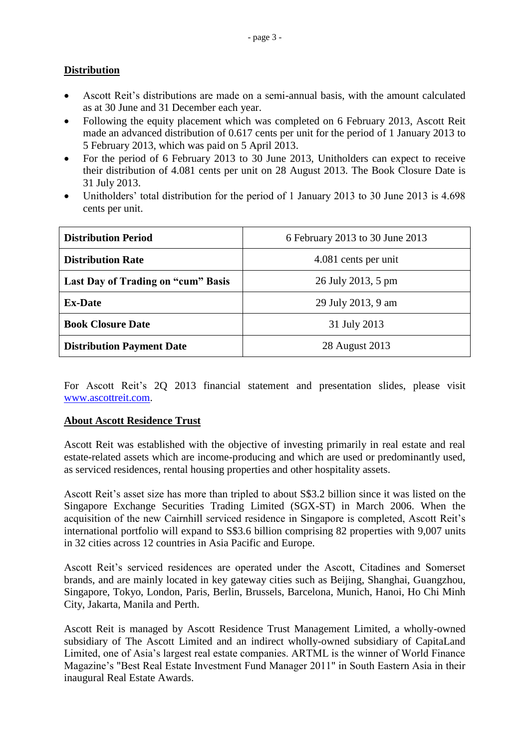## Distribution

- Ascott Reit's distributions are made on a semi-annual basis, with the amount calculated as at 30 June and 31 December each year.
- Following the equity placement which was completed on 6 February 2013, Ascott Reit made an advanced distribution of 0.617 cents per unit for the period of 1 January 2013 to 5 February 2013, which was paid on 5 April 2013.
- For the period of 6 February 2013 to 30 June 2013, Unitholders can expect to receive their distribution of 4.081 cents per unit on 28 August 2013. The Book Closure Date is 31 July 2013.
- Unitholders' total distribution for the period of 1 January 2013 to 30 June 2013 is 4.698 cents per unit.

| **Distribution Period** | 6 February 2013 to 30 June 2013 |
|---|---|
| **Distribution Rate** | 4.081 cents per unit |
| **Last Day of Trading on "cum" Basis** | 26 July 2013, 5 pm |
| **Ex-Date** | 29 July 2013, 9 am |
| **Book Closure Date** | 31 July 2013 |
| **Distribution Payment Date** | 28 August 2013 |

For Ascott Reit's 2Q 2013 financial statement and presentation slides, please visit www.ascottreit.com.

## About Ascott Residence Trust

Ascott Reit was established with the objective of investing primarily in real estate and real estate-related assets which are income-producing and which are used or predominantly used, as serviced residences, rental housing properties and other hospitality assets.

Ascott Reit's asset size has more than tripled to about S$3.2 billion since it was listed on the Singapore Exchange Securities Trading Limited (SGX-ST) in March 2006. When the acquisition of the new Cairnhill serviced residence in Singapore is completed, Ascott Reit's international portfolio will expand to S$3.6 billion comprising 82 properties with 9,007 units in 32 cities across 12 countries in Asia Pacific and Europe.

Ascott Reit's serviced residences are operated under the Ascott, Citadines and Somerset brands, and are mainly located in key gateway cities such as Beijing, Shanghai, Guangzhou, Singapore, Tokyo, London, Paris, Berlin, Brussels, Barcelona, Munich, Hanoi, Ho Chi Minh City, Jakarta, Manila and Perth.

Ascott Reit is managed by Ascott Residence Trust Management Limited, a wholly-owned subsidiary of The Ascott Limited and an indirect wholly-owned subsidiary of CapitaLand Limited, one of Asia's largest real estate companies. ARTML is the winner of World Finance Magazine's "Best Real Estate Investment Fund Manager 2011" in South Eastern Asia in their inaugural Real Estate Awards.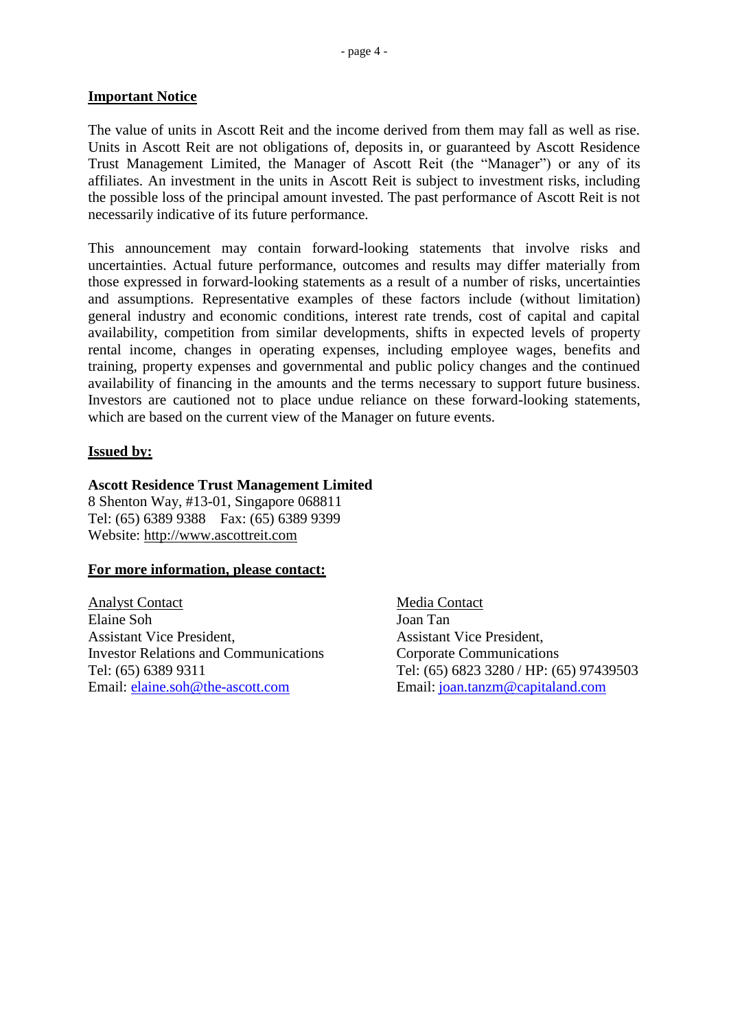**Important Notice**

The value of units in Ascott Reit and the income derived from them may fall as well as rise. Units in Ascott Reit are not obligations of, deposits in, or guaranteed by Ascott Residence Trust Management Limited, the Manager of Ascott Reit (the "Manager") or any of its affiliates. An investment in the units in Ascott Reit is subject to investment risks, including the possible loss of the principal amount invested. The past performance of Ascott Reit is not necessarily indicative of its future performance.

This announcement may contain forward-looking statements that involve risks and uncertainties. Actual future performance, outcomes and results may differ materially from those expressed in forward-looking statements as a result of a number of risks, uncertainties and assumptions. Representative examples of these factors include (without limitation) general industry and economic conditions, interest rate trends, cost of capital and capital availability, competition from similar developments, shifts in expected levels of property rental income, changes in operating expenses, including employee wages, benefits and training, property expenses and governmental and public policy changes and the continued availability of financing in the amounts and the terms necessary to support future business. Investors are cautioned not to place undue reliance on these forward-looking statements, which are based on the current view of the Manager on future events.

**Issued by:**

**Ascott Residence Trust Management Limited**
8 Shenton Way, #13-01, Singapore 068811
Tel: (65) 6389 9388 Fax: (65) 6389 9399
Website: http://www.ascottreit.com

**For more information, please contact:**

Analyst Contact
Elaine Soh
Assistant Vice President,
Investor Relations and Communications
Tel: (65) 6389 9311
Email: elaine.soh@the-ascott.com

Media Contact
Joan Tan
Assistant Vice President,
Corporate Communications
Tel: (65) 6823 3280 / HP: (65) 97439503
Email: joan.tanzm@capitaland.com